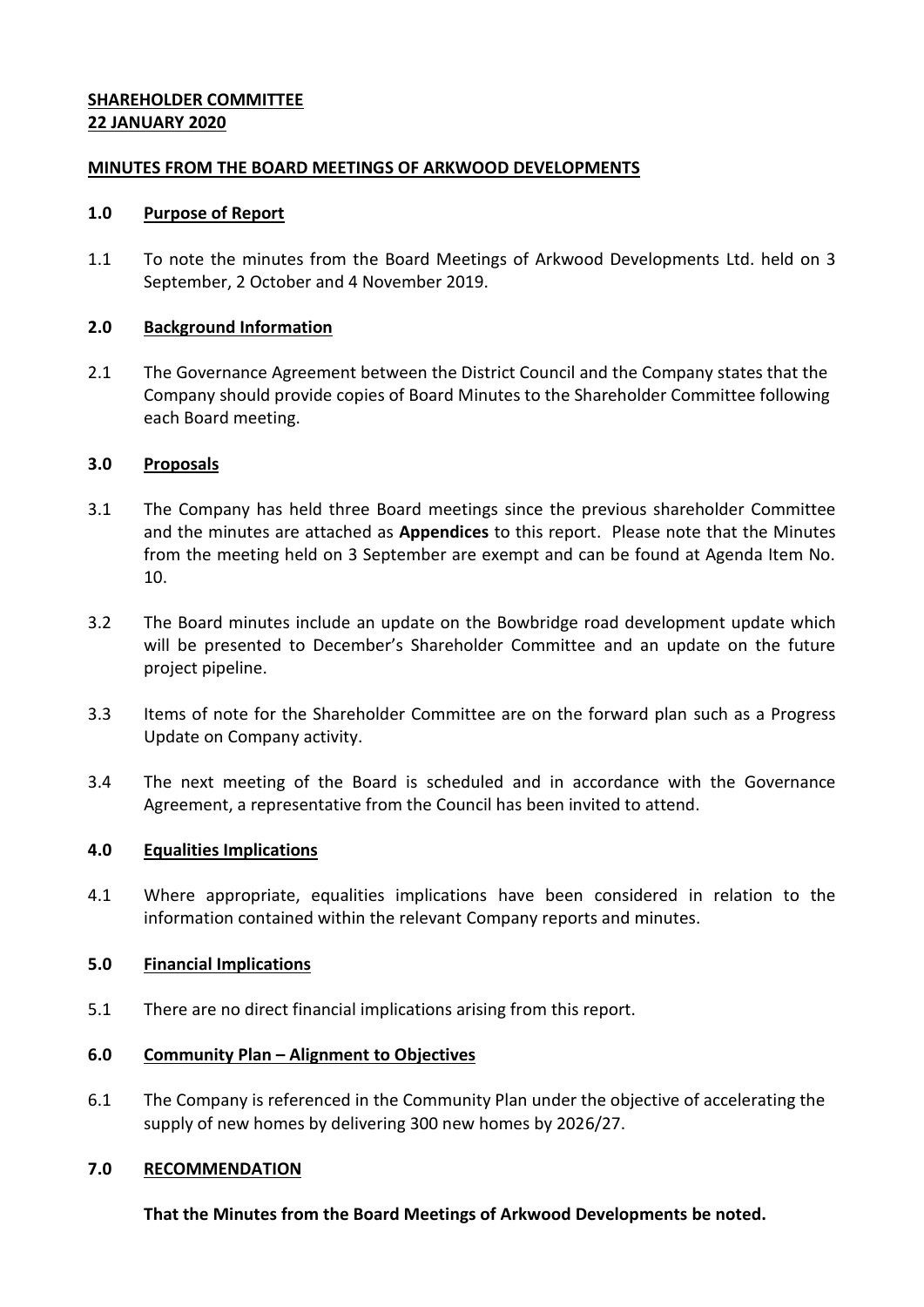**SHAREHOLDER COMMITTEE**
**22 JANUARY 2020**

**MINUTES FROM THE BOARD MEETINGS OF ARKWOOD DEVELOPMENTS**

## 1.0 Purpose of Report

1.1 To note the minutes from the Board Meetings of Arkwood Developments Ltd. held on 3 September, 2 October and 4 November 2019.

## 2.0 Background Information

2.1 The Governance Agreement between the District Council and the Company states that the Company should provide copies of Board Minutes to the Shareholder Committee following each Board meeting.

## 3.0 Proposals

3.1 The Company has held three Board meetings since the previous shareholder Committee and the minutes are attached as **Appendices** to this report. Please note that the Minutes from the meeting held on 3 September are exempt and can be found at Agenda Item No. 10.

3.2 The Board minutes include an update on the Bowbridge road development update which will be presented to December's Shareholder Committee and an update on the future project pipeline.

3.3 Items of note for the Shareholder Committee are on the forward plan such as a Progress Update on Company activity.

3.4 The next meeting of the Board is scheduled and in accordance with the Governance Agreement, a representative from the Council has been invited to attend.

## 4.0 Equalities Implications

4.1 Where appropriate, equalities implications have been considered in relation to the information contained within the relevant Company reports and minutes.

## 5.0 Financial Implications

5.1 There are no direct financial implications arising from this report.

## 6.0 Community Plan – Alignment to Objectives

6.1 The Company is referenced in the Community Plan under the objective of accelerating the supply of new homes by delivering 300 new homes by 2026/27.

## 7.0 RECOMMENDATION

**That the Minutes from the Board Meetings of Arkwood Developments be noted.**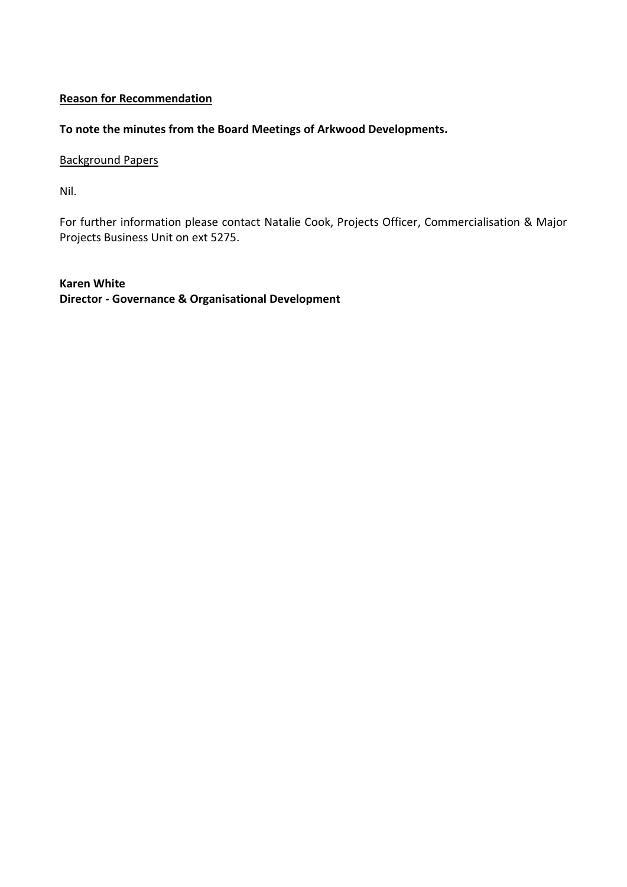**Reason for Recommendation**

**To note the minutes from the Board Meetings of Arkwood Developments.**

Background Papers

Nil.

For further information please contact Natalie Cook, Projects Officer, Commercialisation & Major Projects Business Unit on ext 5275.

**Karen White**
**Director - Governance & Organisational Development**